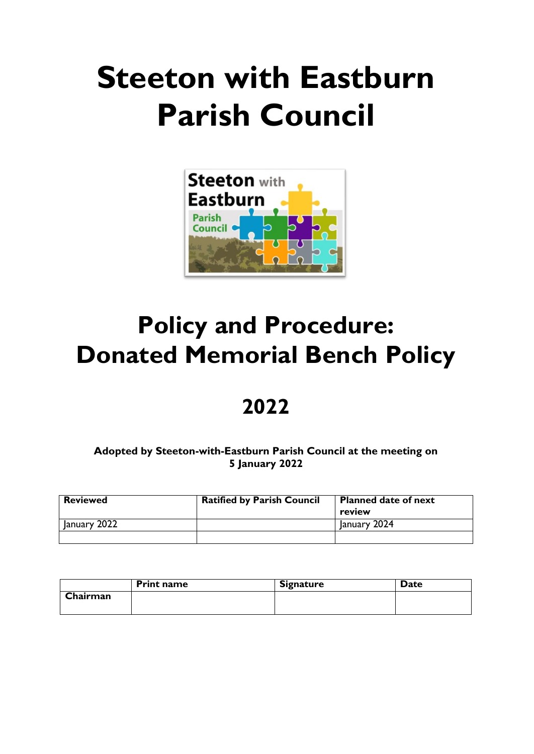# Steeton with Eastburn Parish Council

# Policy and Procedure: Donated Memorial Bench Policy

## 2022

**Adopted by Steeton-with-Eastburn Parish Council at the meeting on 5 January 2022**

| Reviewed | Ratified by Parish Council | Planned date of next review |
|---|---|---|
| January 2022 | | January 2024 |
| | | |

| | Print name | Signature | Date |
|---|---|---|---|
| Chairman | | | |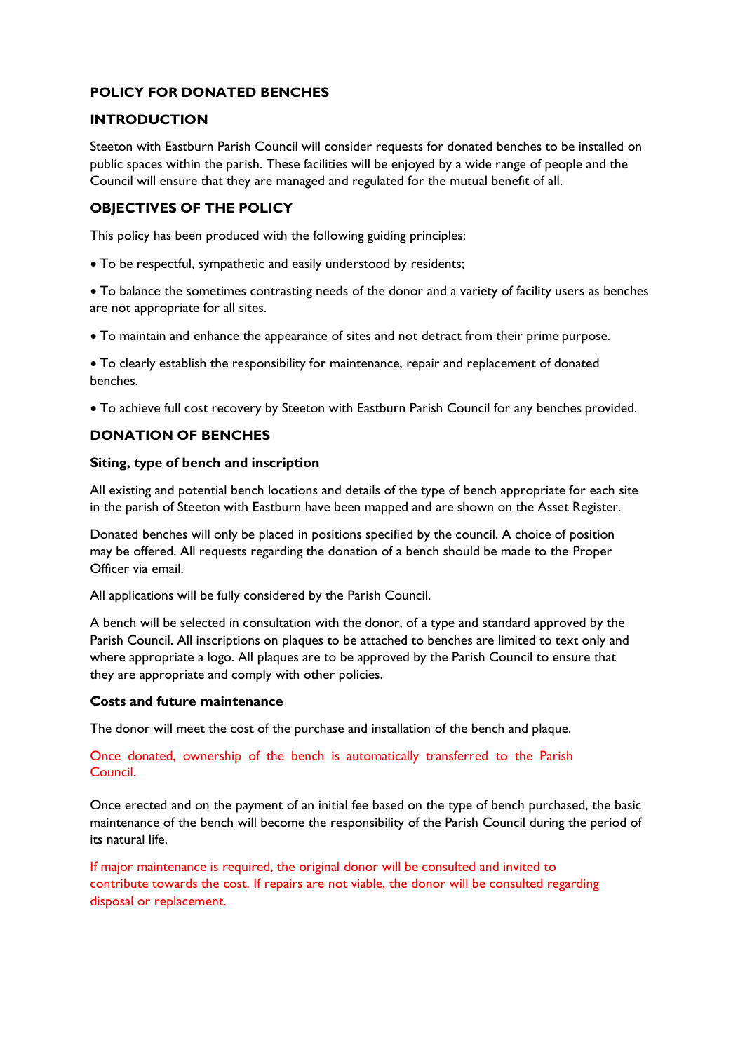**POLICY FOR DONATED BENCHES**

**INTRODUCTION**

Steeton with Eastburn Parish Council will consider requests for donated benches to be installed on public spaces within the parish. These facilities will be enjoyed by a wide range of people and the Council will ensure that they are managed and regulated for the mutual benefit of all.

**OBJECTIVES OF THE POLICY**

This policy has been produced with the following guiding principles:

- To be respectful, sympathetic and easily understood by residents;
- To balance the sometimes contrasting needs of the donor and a variety of facility users as benches are not appropriate for all sites.
- To maintain and enhance the appearance of sites and not detract from their prime purpose.
- To clearly establish the responsibility for maintenance, repair and replacement of donated benches.
- To achieve full cost recovery by Steeton with Eastburn Parish Council for any benches provided.

**DONATION OF BENCHES**

**Siting, type of bench and inscription**

All existing and potential bench locations and details of the type of bench appropriate for each site in the parish of Steeton with Eastburn have been mapped and are shown on the Asset Register.

Donated benches will only be placed in positions specified by the council. A choice of position may be offered. All requests regarding the donation of a bench should be made to the Proper Officer via email.

All applications will be fully considered by the Parish Council.

A bench will be selected in consultation with the donor, of a type and standard approved by the Parish Council. All inscriptions on plaques to be attached to benches are limited to text only and where appropriate a logo. All plaques are to be approved by the Parish Council to ensure that they are appropriate and comply with other policies.

**Costs and future maintenance**

The donor will meet the cost of the purchase and installation of the bench and plaque.

Once donated, ownership of the bench is automatically transferred to the Parish Council.

Once erected and on the payment of an initial fee based on the type of bench purchased, the basic maintenance of the bench will become the responsibility of the Parish Council during the period of its natural life.

If major maintenance is required, the original donor will be consulted and invited to contribute towards the cost. If repairs are not viable, the donor will be consulted regarding disposal or replacement.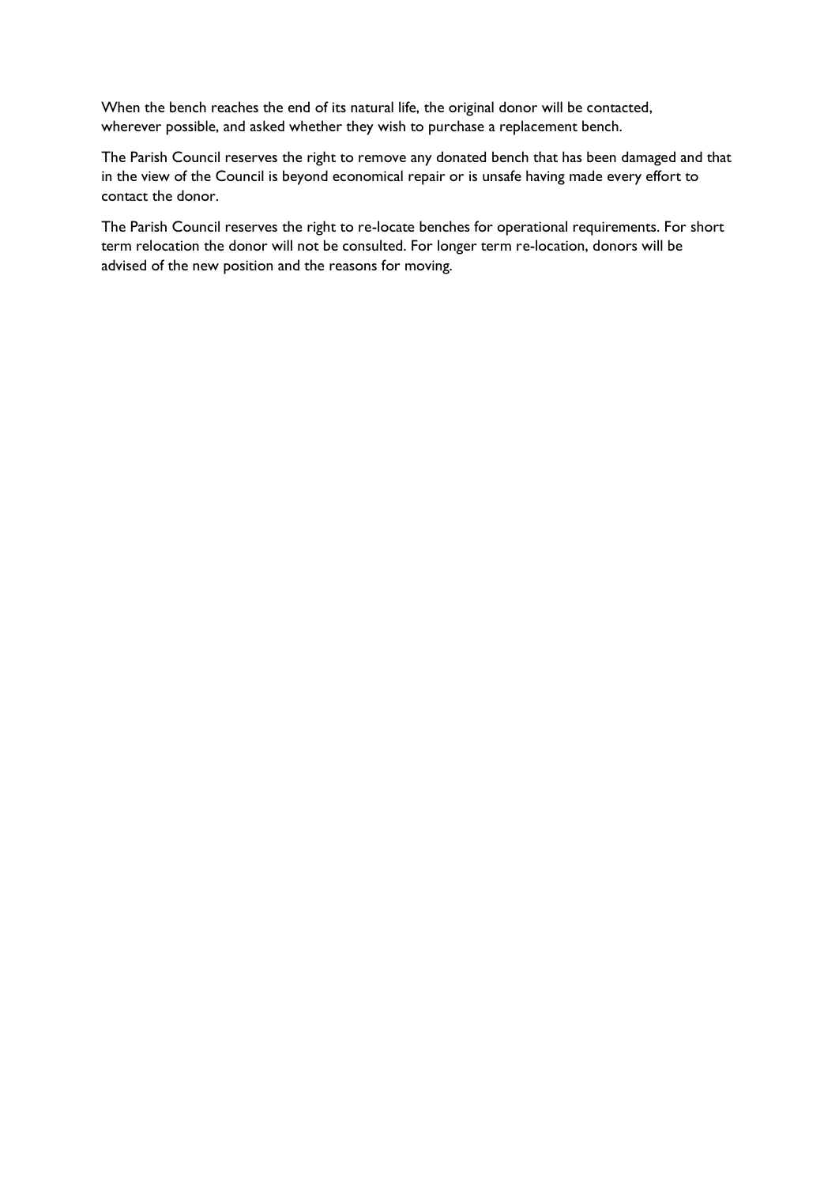When the bench reaches the end of its natural life, the original donor will be contacted, wherever possible, and asked whether they wish to purchase a replacement bench.

The Parish Council reserves the right to remove any donated bench that has been damaged and that in the view of the Council is beyond economical repair or is unsafe having made every effort to contact the donor.

The Parish Council reserves the right to re-locate benches for operational requirements. For short term relocation the donor will not be consulted. For longer term re-location, donors will be advised of the new position and the reasons for moving.